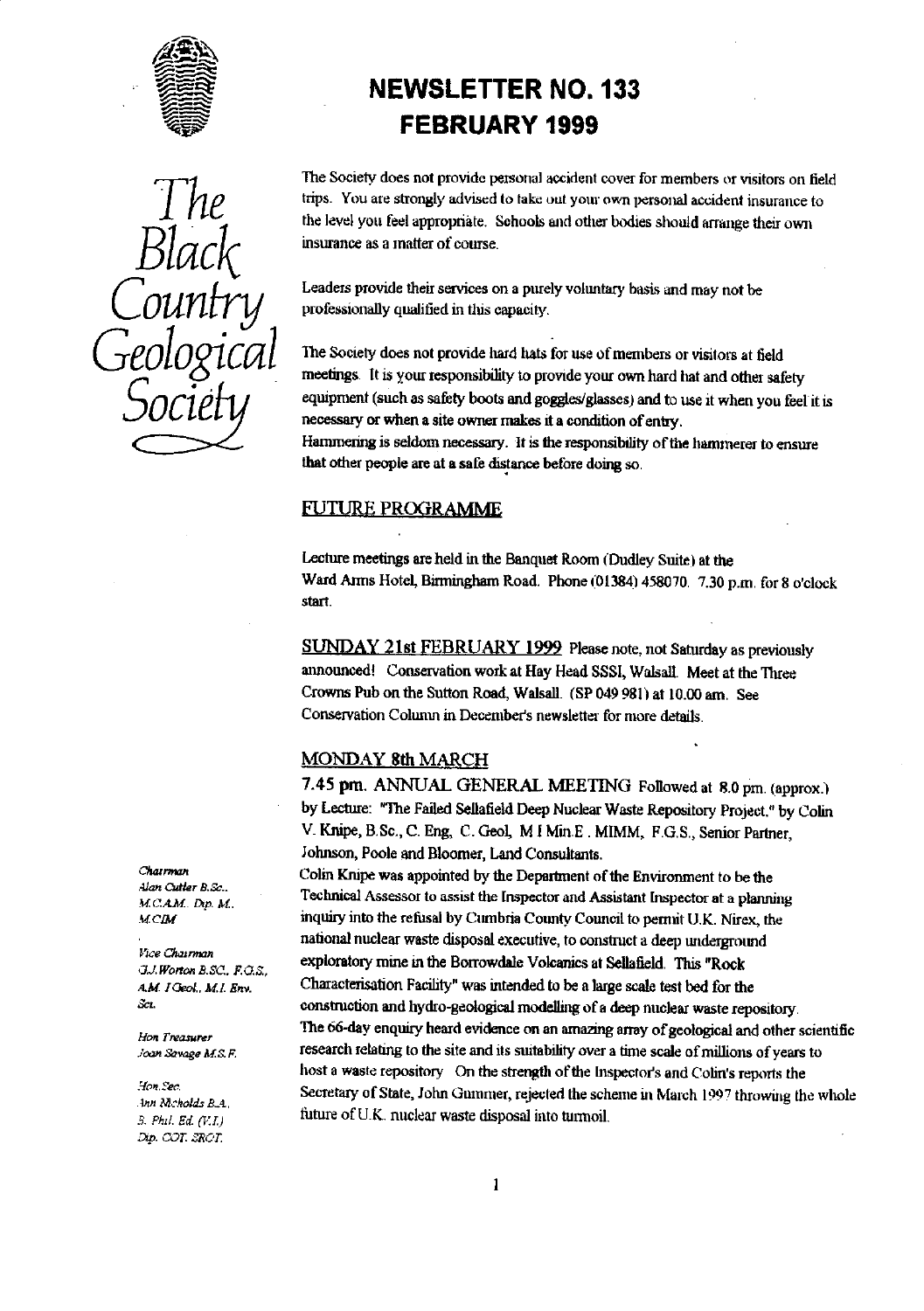# NEWSLETTER NO. 133
# FEBRUARY 1999

*The Black Country Geological Society*

The Society does not provide personal accident cover for members or visitors on field trips. You are strongly advised to take out your own personal accident insurance to the level you feel appropriate. Schools and other bodies should arrange their own insurance as a matter of course.

Leaders provide their services on a purely voluntary basis and may not be professionally qualified in this capacity.

The Society does not provide hard hats for use of members or visitors at field meetings. It is your responsibility to provide your own hard hat and other safety equipment (such as safety boots and goggles/glasses) and to use it when you feel it is necessary or when a site owner makes it a condition of entry.
Hammering is seldom necessary. It is the responsibility of the hammerer to ensure that other people are at a safe distance before doing so.

## FUTURE PROGRAMME

Lecture meetings are held in the Banquet Room (Dudley Suite) at the Ward Arms Hotel, Birmingham Road. Phone (01384) 458070. 7.30 p.m. for 8 o'clock start.

**SUNDAY 21st FEBRUARY 1999** Please note, not Saturday as previously announced! Conservation work at Hay Head SSSI, Walsall. Meet at the Three Crowns Pub on the Sutton Road, Walsall. (SP 049 981) at 10.00 am. See Conservation Column in December's newsletter for more details.

**MONDAY 8th MARCH**

**7.45 pm.** ANNUAL GENERAL MEETING Followed at 8.0 pm. (approx.) by Lecture: "The Failed Sellafield Deep Nuclear Waste Repository Project." by Colin V. Knipe, B.Sc., C. Eng, C. Geol, M I Min.E . MIMM, F.G.S., Senior Partner, Johnson, Poole and Bloomer, Land Consultants.
Colin Knipe was appointed by the Department of the Environment to be the Technical Assessor to assist the Inspector and Assistant Inspector at a planning inquiry into the refusal by Cumbria County Council to permit U.K. Nirex, the national nuclear waste disposal executive, to construct a deep underground exploratory mine in the Borrowdale Volcanics at Sellafield. This "Rock Characterisation Facility" was intended to be a large scale test bed for the construction and hydro-geological modelling of a deep nuclear waste repository. The 66-day enquiry heard evidence on an amazing array of geological and other scientific research relating to the site and its suitability over a time scale of millions of years to host a waste repository. On the strength of the Inspector's and Colin's reports the Secretary of State, John Gummer, rejected the scheme in March 1997 throwing the whole future of U.K. nuclear waste disposal into turmoil.

*Chairman*
*Alan Cutler B.Sc., M.CAM. Dip. M., M.CIM*

*Vice Chairman*
*G.J. Worton B.SC., F.G.S., A.M. I.Geol., M.I. Env. Sci.*

*Hon Treasurer*
*Joan Savage M.S.F.*

*Hon Sec.*
*Ann Nicholds B.A., B. Phil. Ed. (V.I.) Dip. COT. SROT.*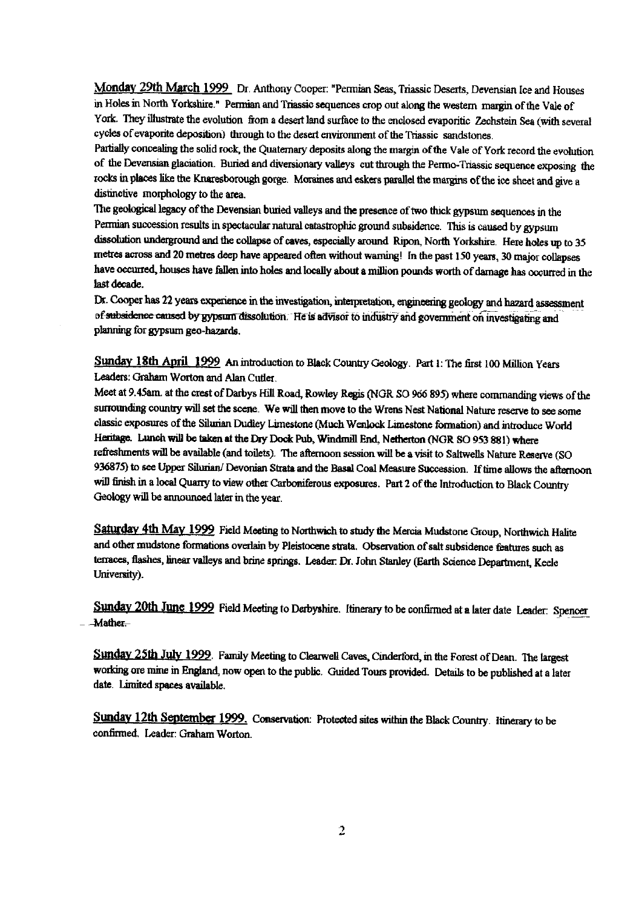**Monday 29th March 1999** Dr. Anthony Cooper: "Permian Seas, Triassic Deserts, Devensian Ice and Houses in Holes in North Yorkshire." Permian and Triassic sequences crop out along the western margin of the Vale of York. They illustrate the evolution from a desert land surface to the enclosed evaporitic Zechstein Sea (with several cycles of evaporite deposition) through to the desert environment of the Triassic sandstones.

Partially concealing the solid rock, the Quaternary deposits along the margin of the Vale of York record the evolution of the Devensian glaciation. Buried and diversionary valleys cut through the Permo-Triassic sequence exposing the rocks in places like the Knaresborough gorge. Moraines and eskers parallel the margins of the ice sheet and give a distinctive morphology to the area.

The geological legacy of the Devensian buried valleys and the presence of two thick gypsum sequences in the Permian succession results in spectacular natural catastrophic ground subsidence. This is caused by gypsum dissolution underground and the collapse of caves, especially around Ripon, North Yorkshire. Here holes up to 35 metres across and 20 metres deep have appeared often without warning! In the past 150 years, 30 major collapses have occurred, houses have fallen into holes and locally about a million pounds worth of damage has occurred in the last decade.

Dr. Cooper has 22 years experience in the investigation, interpretation, engineering geology and hazard assessment of subsidence caused by gypsum dissolution. He is advisor to industry and government on investigating and planning for gypsum geo-hazards.

**Sunday 18th April 1999** An introduction to Black Country Geology. Part 1: The first 100 Million Years Leaders: Graham Worton and Alan Cutler.

Meet at 9.45am. at the crest of Darbys Hill Road, Rowley Regis (NGR SO 966 895) where commanding views of the surrounding country will set the scene. We will then move to the Wrens Nest National Nature reserve to see some classic exposures of the Silurian Dudley Limestone (Much Wenlock Limestone formation) and introduce World Heritage. Lunch will be taken at the Dry Dock Pub, Windmill End, Netherton (NGR SO 953 881) where refreshments will be available (and toilets). The afternoon session will be a visit to Saltwells Nature Reserve (SO 936875) to see Upper Silurian/ Devonian Strata and the Basal Coal Measure Succession. If time allows the afternoon will finish in a local Quarry to view other Carboniferous exposures. Part 2 of the Introduction to Black Country Geology will be announced later in the year.

**Saturday 4th May 1999** Field Meeting to Northwich to study the Mercia Mudstone Group, Northwich Halite and other mudstone formations overlain by Pleistocene strata. Observation of salt subsidence features such as terraces, flashes, linear valleys and brine springs. Leader: Dr. John Stanley (Earth Science Department, Keele University).

**Sunday 20th June 1999** Field Meeting to Derbyshire. Itinerary to be confirmed at a later date Leader: Spencer Mather.

**Sunday 25th July 1999.** Family Meeting to Clearwell Caves, Cinderford, in the Forest of Dean. The largest working ore mine in England, now open to the public. Guided Tours provided. Details to be published at a later date. Limited spaces available.

**Sunday 12th September 1999.** Conservation: Protected sites within the Black Country. Itinerary to be confirmed. Leader: Graham Worton.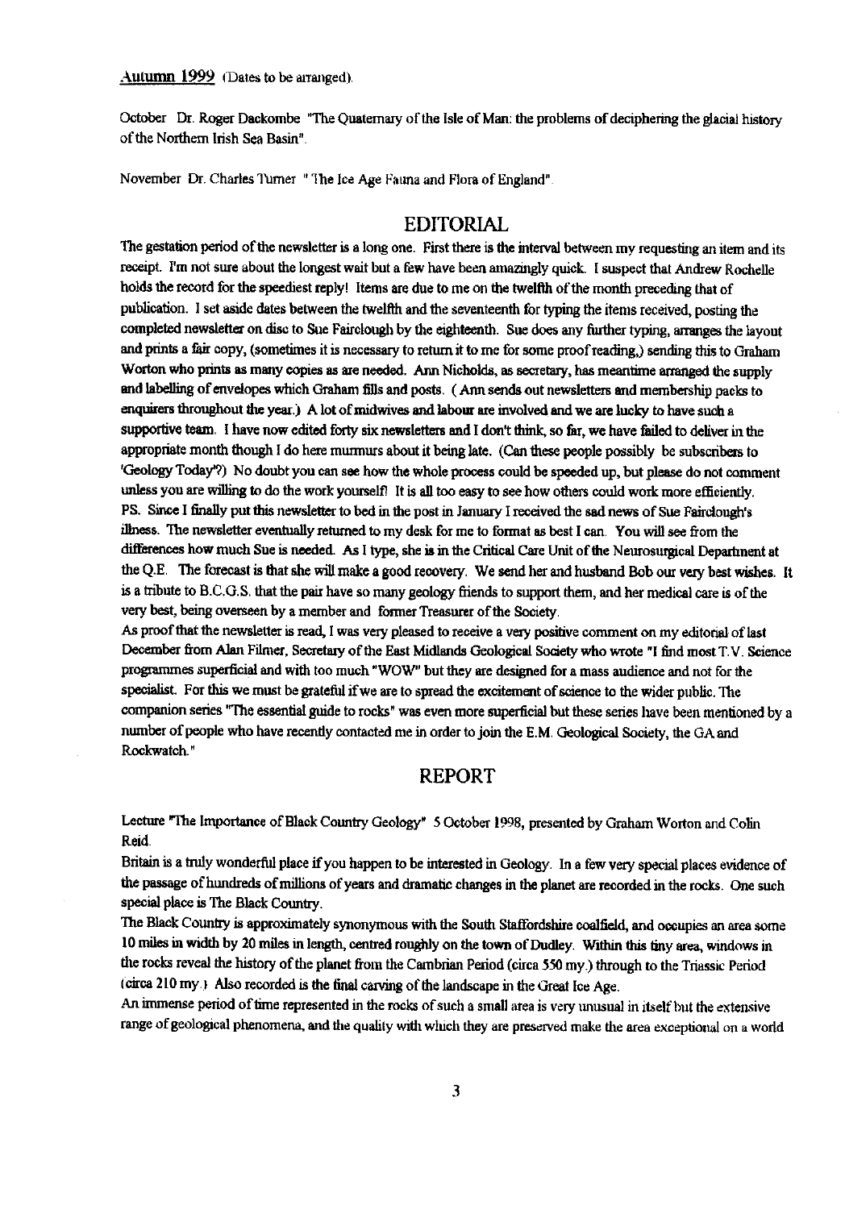Autumn 1999 (Dates to be arranged).

October Dr. Roger Dackombe "The Quaternary of the Isle of Man: the problems of deciphering the glacial history of the Northern Irish Sea Basin".

November Dr. Charles Turner "The Ice Age Fauna and Flora of England".

## EDITORIAL

The gestation period of the newsletter is a long one. First there is the interval between my requesting an item and its receipt. I'm not sure about the longest wait but a few have been amazingly quick. I suspect that Andrew Rochelle holds the record for the speediest reply! Items are due to me on the twelfth of the month preceding that of publication. I set aside dates between the twelfth and the seventeenth for typing the items received, posting the completed newsletter on disc to Sue Fairclough by the eighteenth. Sue does any further typing, arranges the layout and prints a fair copy, (sometimes it is necessary to return it to me for some proof reading,) sending this to Graham Worton who prints as many copies as are needed. Ann Nicholds, as secretary, has meantime arranged the supply and labelling of envelopes which Graham fills and posts. (Ann sends out newsletters and membership packs to enquirers throughout the year.) A lot of midwives and labour are involved and we are lucky to have such a supportive team. I have now edited forty six newsletters and I don't think, so far, we have failed to deliver in the appropriate month though I do here murmurs about it being late. (Can these people possibly be subscribers to 'Geology Today'?) No doubt you can see how the whole process could be speeded up, but please do not comment unless you are willing to do the work yourself! It is all too easy to see how others could work more efficiently.

PS. Since I finally put this newsletter to bed in the post in January I received the sad news of Sue Fairclough's illness. The newsletter eventually returned to my desk for me to format as best I can. You will see from the differences how much Sue is needed. As I type, she is in the Critical Care Unit of the Neurosurgical Department at the Q.E. The forecast is that she will make a good recovery. We send her and husband Bob our very best wishes. It is a tribute to B.C.G.S. that the pair have so many geology friends to support them, and her medical care is of the very best, being overseen by a member and former Treasurer of the Society.

As proof that the newsletter is read, I was very pleased to receive a very positive comment on my editorial of last December from Alan Filmer, Secretary of the East Midlands Geological Society who wrote "I find most T.V. Science programmes superficial and with too much "WOW" but they are designed for a mass audience and not for the specialist. For this we must be grateful if we are to spread the excitement of science to the wider public. The companion series "The essential guide to rocks" was even more superficial but these series have been mentioned by a number of people who have recently contacted me in order to join the E.M. Geological Society, the GA and Rockwatch."

## REPORT

Lecture "The Importance of Black Country Geology" 5 October 1998, presented by Graham Worton and Colin Reid.

Britain is a truly wonderful place if you happen to be interested in Geology. In a few very special places evidence of the passage of hundreds of millions of years and dramatic changes in the planet are recorded in the rocks. One such special place is The Black Country.

The Black Country is approximately synonymous with the South Staffordshire coalfield, and occupies an area some 10 miles in width by 20 miles in length, centred roughly on the town of Dudley. Within this tiny area, windows in the rocks reveal the history of the planet from the Cambrian Period (circa 550 my.) through to the Triassic Period (circa 210 my.) Also recorded is the final carving of the landscape in the Great Ice Age.

An immense period of time represented in the rocks of such a small area is very unusual in itself but the extensive range of geological phenomena, and the quality with which they are preserved make the area exceptional on a world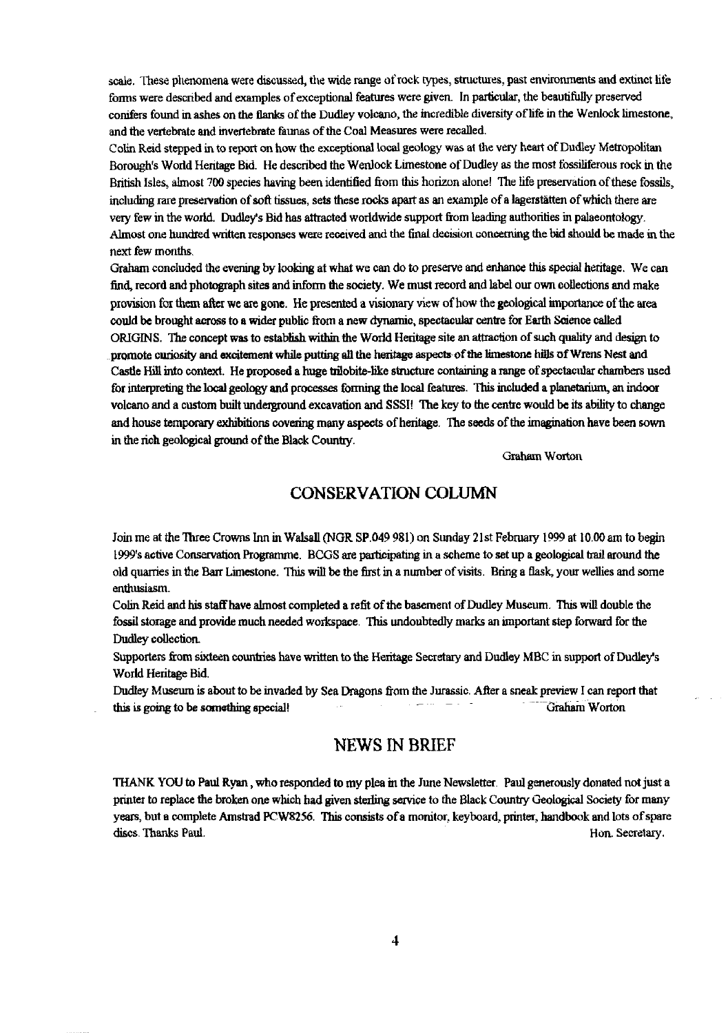scale. These phenomena were discussed, the wide range of rock types, structures, past environments and extinct life forms were described and examples of exceptional features were given. In particular, the beautifully preserved conifers found in ashes on the flanks of the Dudley volcano, the incredible diversity of life in the Wenlock limestone, and the vertebrate and invertebrate faunas of the Coal Measures were recalled.

Colin Reid stepped in to report on how the exceptional local geology was at the very heart of Dudley Metropolitan Borough's World Heritage Bid. He described the Wenlock Limestone of Dudley as the most fossiliferous rock in the British Isles, almost 700 species having been identified from this horizon alone! The life preservation of these fossils, including rare preservation of soft tissues, sets these rocks apart as an example of a lagerstätten of which there are very few in the world. Dudley's Bid has attracted worldwide support from leading authorities in palaeontology. Almost one hundred written responses were received and the final decision concerning the bid should be made in the next few months.

Graham concluded the evening by looking at what we can do to preserve and enhance this special heritage. We can find, record and photograph sites and inform the society. We must record and label our own collections and make provision for them after we are gone. He presented a visionary view of how the geological importance of the area could be brought across to a wider public from a new dynamic, spectacular centre for Earth Science called ORIGINS. The concept was to establish within the World Heritage site an attraction of such quality and design to promote curiosity and excitement while putting all the heritage aspects of the limestone hills of Wrens Nest and Castle Hill into context. He proposed a huge trilobite-like structure containing a range of spectacular chambers used for interpreting the local geology and processes forming the local features. This included a planetarium, an indoor volcano and a custom built underground excavation and SSSI! The key to the centre would be its ability to change and house temporary exhibitions covering many aspects of heritage. The seeds of the imagination have been sown in the rich geological ground of the Black Country.

Graham Worton

## CONSERVATION COLUMN

Join me at the Three Crowns Inn in Walsall (NGR SP.049 981) on Sunday 21st February 1999 at 10.00 am to begin 1999's active Conservation Programme. BCGS are participating in a scheme to set up a geological trail around the old quarries in the Barr Limestone. This will be the first in a number of visits. Bring a flask, your wellies and some enthusiasm.

Colin Reid and his staff have almost completed a refit of the basement of Dudley Museum. This will double the fossil storage and provide much needed workspace. This undoubtedly marks an important step forward for the Dudley collection.

Supporters from sixteen countries have written to the Heritage Secretary and Dudley MBC in support of Dudley's World Heritage Bid.

Dudley Museum is about to be invaded by Sea Dragons from the Jurassic. After a sneak preview I can report that this is going to be something special!

Graham Worton

## NEWS IN BRIEF

THANK YOU to Paul Ryan, who responded to my plea in the June Newsletter. Paul generously donated not just a printer to replace the broken one which had given sterling service to the Black Country Geological Society for many years, but a complete Amstrad PCW8256. This consists of a monitor, keyboard, printer, handbook and lots of spare discs. Thanks Paul.

Hon. Secretary.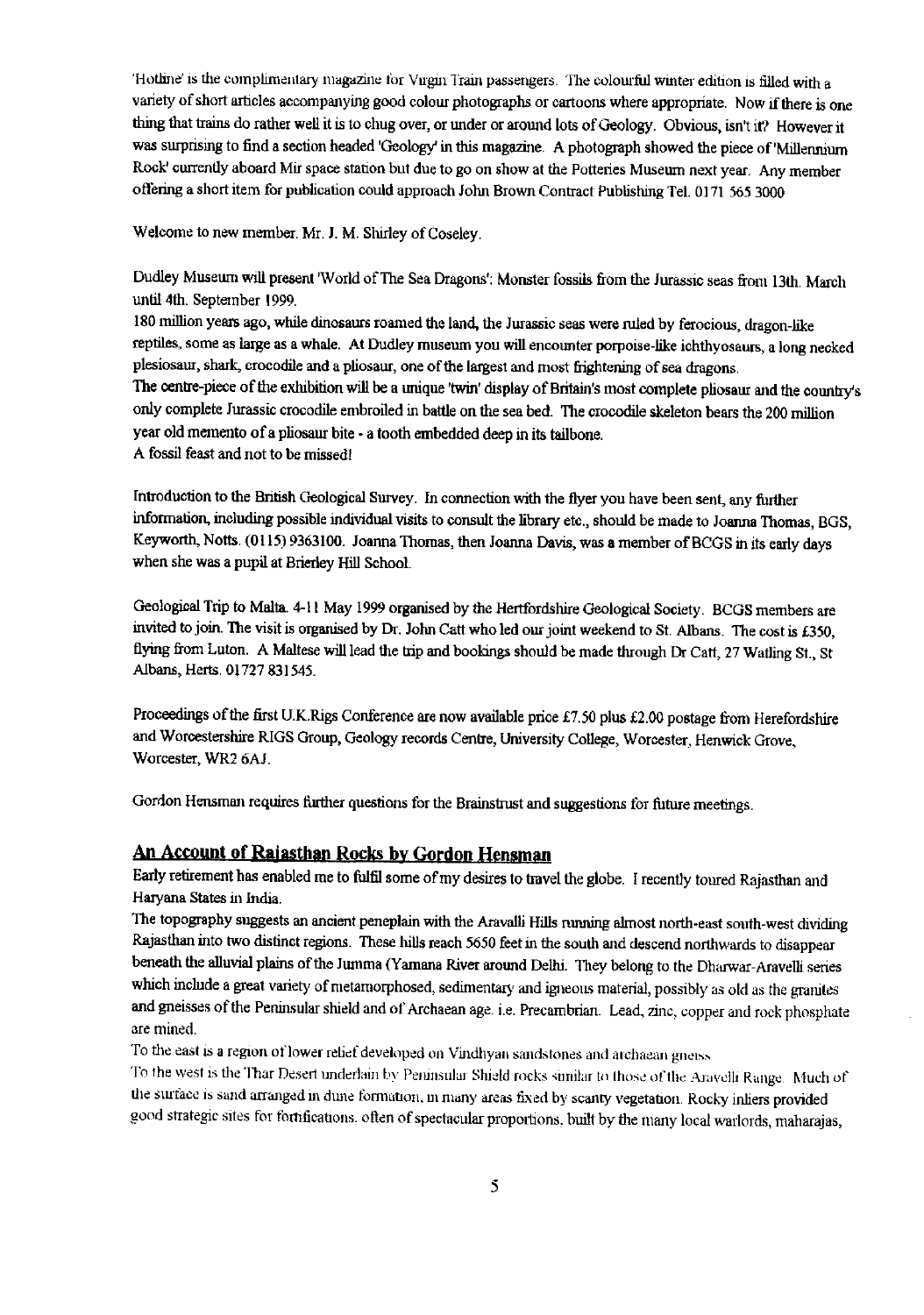'Hotline' is the complimentary magazine for Virgin Train passengers. The colourful winter edition is filled with a variety of short articles accompanying good colour photographs or cartoons where appropriate. Now if there is one thing that trains do rather well it is to chug over, or under or around lots of Geology. Obvious, isn't it? However it was surprising to find a section headed 'Geology' in this magazine. A photograph showed the piece of 'Millennium Rock' currently aboard Mir space station but due to go on show at the Potteries Museum next year. Any member offering a short item for publication could approach John Brown Contract Publishing Tel. 0171 565 3000

Welcome to new member. Mr. J. M. Shirley of Coseley.

Dudley Museum will present 'World of The Sea Dragons': Monster fossils from the Jurassic seas from 13th. March until 4th. September 1999.
180 million years ago, while dinosaurs roamed the land, the Jurassic seas were ruled by ferocious, dragon-like reptiles, some as large as a whale. At Dudley museum you will encounter porpoise-like ichthyosaurs, a long necked plesiosaur, shark, crocodile and a pliosaur, one of the largest and most frightening of sea dragons.
The centre-piece of the exhibition will be a unique 'twin' display of Britain's most complete pliosaur and the country's only complete Jurassic crocodile embroiled in battle on the sea bed. The crocodile skeleton bears the 200 million year old memento of a pliosaur bite - a tooth embedded deep in its tailbone.
A fossil feast and not to be missed!

Introduction to the British Geological Survey. In connection with the flyer you have been sent, any further information, including possible individual visits to consult the library etc., should be made to Joanna Thomas, BGS, Keyworth, Notts. (0115) 9363100. Joanna Thomas, then Joanna Davis, was a member of BCGS in its early days when she was a pupil at Brierley Hill School.

Geological Trip to Malta. 4-11 May 1999 organised by the Hertfordshire Geological Society. BCGS members are invited to join. The visit is organised by Dr. John Catt who led our joint weekend to St. Albans. The cost is £350, flying from Luton. A Maltese will lead the trip and bookings should be made through Dr Catt, 27 Watling St., St Albans, Herts. 01727 831545.

Proceedings of the first U.K.Rigs Conference are now available price £7.50 plus £2.00 postage from Herefordshire and Worcestershire RIGS Group, Geology records Centre, University College, Worcester, Henwick Grove, Worcester, WR2 6AJ.

Gordon Hensman requires further questions for the Brainstrust and suggestions for future meetings.

## An Account of Rajasthan Rocks by Gordon Hensman

Early retirement has enabled me to fulfil some of my desires to travel the globe. I recently toured Rajasthan and Haryana States in India.
The topography suggests an ancient peneplain with the Aravalli Hills running almost north-east south-west dividing Rajasthan into two distinct regions. These hills reach 5650 feet in the south and descend northwards to disappear beneath the alluvial plains of the Jumma (Yamana River around Delhi. They belong to the Dharwar-Aravelli series which include a great variety of metamorphosed, sedimentary and igneous material, possibly as old as the granites and gneisses of the Peninsular shield and of Archaean age. i.e. Precambrian. Lead, zinc, copper and rock phosphate are mined.
To the east is a region of lower relief developed on Vindhyan sandstones and archaean gneiss
To the west is the Thar Desert underlain by Peninsular Shield rocks similar to those of the Aravelli Range. Much of the surface is sand arranged in dune formation, in many areas fixed by scanty vegetation. Rocky inliers provided good strategic sites for fortifications. often of spectacular proportions. built by the many local warlords, maharajas,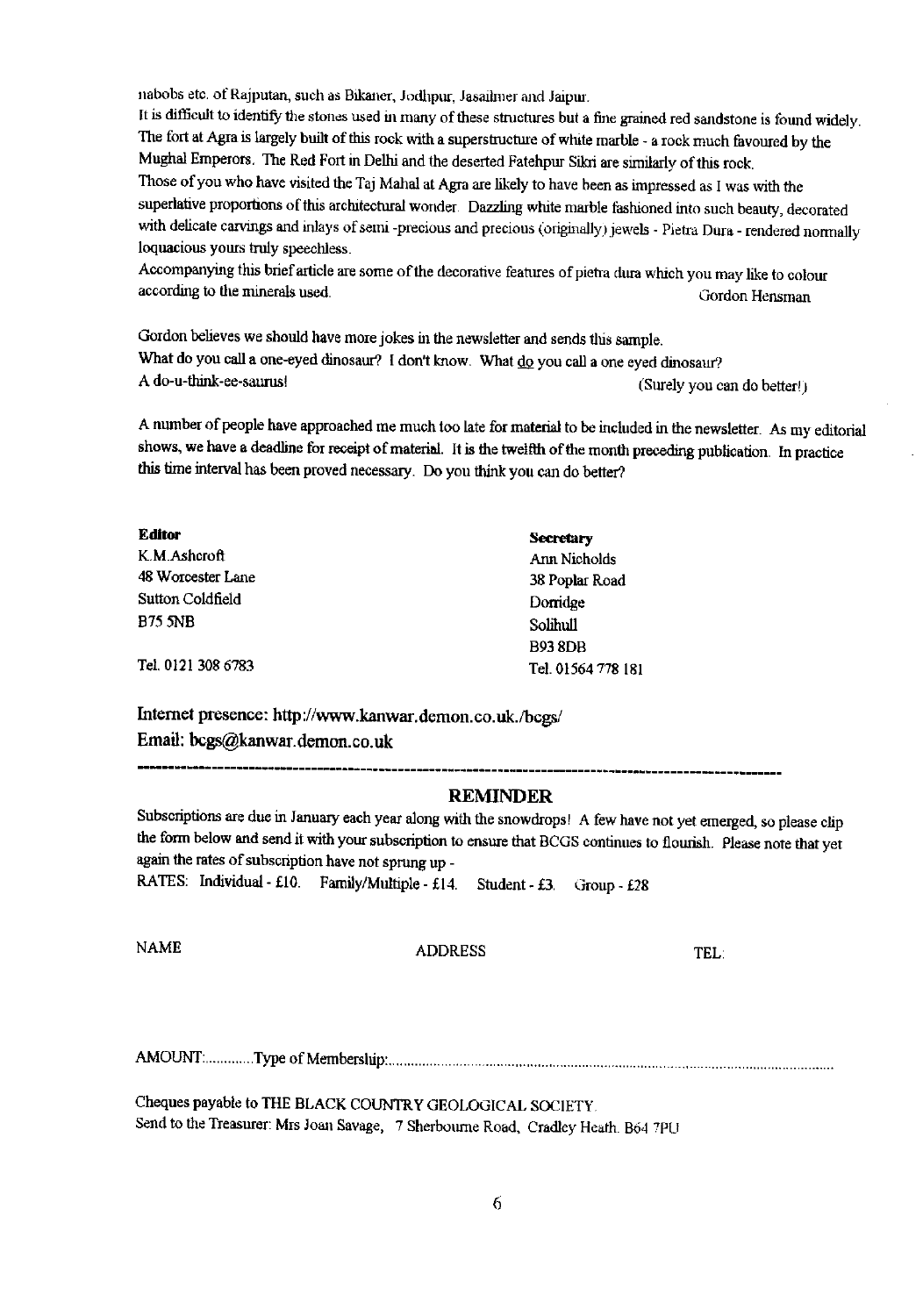nabobs etc. of Rajputan, such as Bikaner, Jodhpur, Jasailmer and Jaipur.

It is difficult to identify the stones used in many of these structures but a fine grained red sandstone is found widely. The fort at Agra is largely built of this rock with a superstructure of white marble - a rock much favoured by the Mughal Emperors. The Red Fort in Delhi and the deserted Fatehpur Sikri are similarly of this rock.

Those of you who have visited the Taj Mahal at Agra are likely to have been as impressed as I was with the superlative proportions of this architectural wonder. Dazzling white marble fashioned into such beauty, decorated with delicate carvings and inlays of semi -precious and precious (originally) jewels - Pietra Dura - rendered normally loquacious yours truly speechless.

Accompanying this brief article are some of the decorative features of pietra dura which you may like to colour according to the minerals used.

Gordon Hensman

Gordon believes we should have more jokes in the newsletter and sends this sample.

What do you call a one-eyed dinosaur? I don't know. What do you call a one eyed dinosaur?

A do-u-think-ee-saurus! (Surely you can do better!)

A number of people have approached me much too late for material to be included in the newsletter. As my editorial shows, we have a deadline for receipt of material. It is the twelfth of the month preceding publication. In practice this time interval has been proved necessary. Do you think you can do better?

**Editor**
K.M.Ashcroft
48 Worcester Lane
Sutton Coldfield
B75 5NB
Tel. 0121 308 6783

**Secretary**
Ann Nicholds
38 Poplar Road
Dorridge
Solihull
B93 8DB
Tel. 01564 778 181

Internet presence: http://www.kanwar.demon.co.uk./bcgs/
Email: bcgs@kanwar.demon.co.uk

---

## REMINDER

Subscriptions are due in January each year along with the snowdrops! A few have not yet emerged, so please clip the form below and send it with your subscription to ensure that BCGS continues to flourish. Please note that yet again the rates of subscription have not sprung up -

RATES: Individual - £10. Family/Multiple - £14. Student - £3. Group - £28

NAME ADDRESS TEL:

AMOUNT:............Type of Membership:...............................................................................................................

Cheques payable to THE BLACK COUNTRY GEOLOGICAL SOCIETY.
Send to the Treasurer: Mrs Joan Savage, 7 Sherbourne Road, Cradley Heath. B64 7PU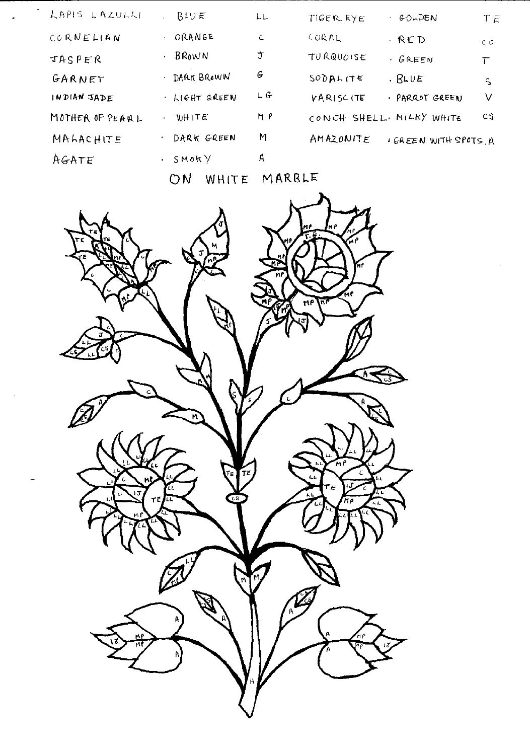| Stone | Colour | Code | Stone | Colour | Code |
| --- | --- | --- | --- | --- | --- |
| LAPIS LAZULLI | BLUE | LL | TIGER EYE | GOLDEN | TE |
| CORNELIAN | ORANGE | C | CORAL | RED | CO |
| JASPER | BROWN | J | TURQUOISE | GREEN | T |
| GARNET | DARK BROWN | G | SODALITE | BLUE | S |
| INDIAN JADE | LIGHT GREEN | LG | VARISCITE | PARROT GREEN | V |
| MOTHER OF PEARL | WHITE | MP | CONCH SHELL | MILKY WHITE | CS |
| MALACHITE | DARK GREEN | M | AMAZONITE | GREEN WITH SPOTS | A |
| AGATE | SMOKY | A | | | |

ON WHITE MARBLE